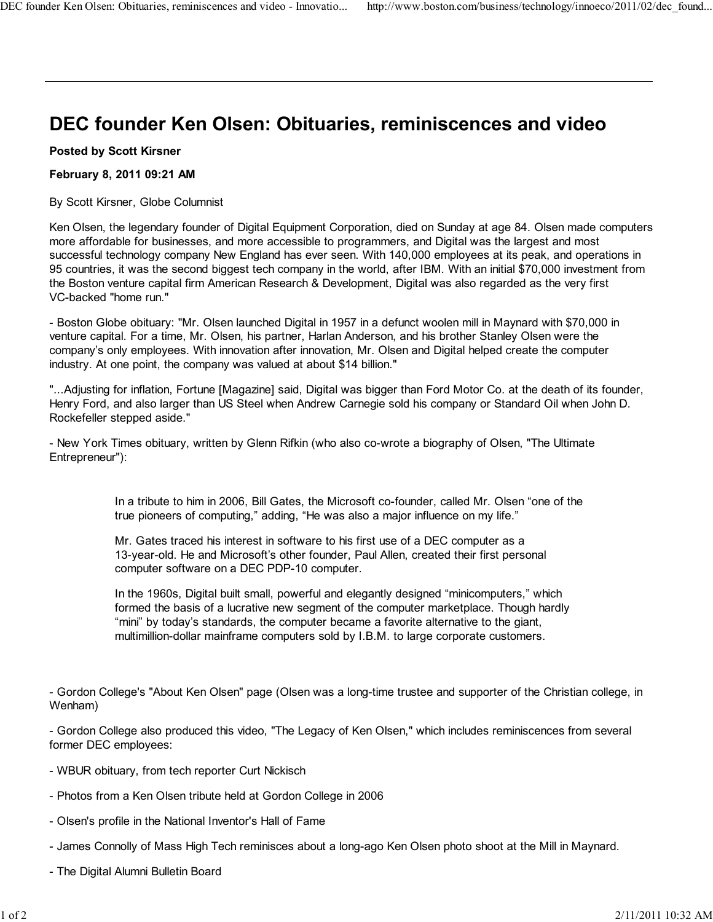# DEC founder Ken Olsen: Obituaries, reminiscences and video

**Posted by Scott Kirsner**

**February 8, 2011 09:21 AM**

By Scott Kirsner, Globe Columnist

Ken Olsen, the legendary founder of Digital Equipment Corporation, died on Sunday at age 84. Olsen made computers more affordable for businesses, and more accessible to programmers, and Digital was the largest and most successful technology company New England has ever seen. With 140,000 employees at its peak, and operations in 95 countries, it was the second biggest tech company in the world, after IBM. With an initial $70,000 investment from the Boston venture capital firm American Research & Development, Digital was also regarded as the very first VC-backed "home run."

- Boston Globe obituary: "Mr. Olsen launched Digital in 1957 in a defunct woolen mill in Maynard with $70,000 in venture capital. For a time, Mr. Olsen, his partner, Harlan Anderson, and his brother Stanley Olsen were the company's only employees. With innovation after innovation, Mr. Olsen and Digital helped create the computer industry. At one point, the company was valued at about $14 billion."

"...Adjusting for inflation, Fortune [Magazine] said, Digital was bigger than Ford Motor Co. at the death of its founder, Henry Ford, and also larger than US Steel when Andrew Carnegie sold his company or Standard Oil when John D. Rockefeller stepped aside."

- New York Times obituary, written by Glenn Rifkin (who also co-wrote a biography of Olsen, "The Ultimate Entrepreneur"):

> In a tribute to him in 2006, Bill Gates, the Microsoft co-founder, called Mr. Olsen "one of the true pioneers of computing," adding, "He was also a major influence on my life."
>
> Mr. Gates traced his interest in software to his first use of a DEC computer as a 13-year-old. He and Microsoft's other founder, Paul Allen, created their first personal computer software on a DEC PDP-10 computer.
>
> In the 1960s, Digital built small, powerful and elegantly designed "minicomputers," which formed the basis of a lucrative new segment of the computer marketplace. Though hardly "mini" by today's standards, the computer became a favorite alternative to the giant, multimillion-dollar mainframe computers sold by I.B.M. to large corporate customers.

- Gordon College's "About Ken Olsen" page (Olsen was a long-time trustee and supporter of the Christian college, in Wenham)

- Gordon College also produced this video, "The Legacy of Ken Olsen," which includes reminiscences from several former DEC employees:

- WBUR obituary, from tech reporter Curt Nickisch

- Photos from a Ken Olsen tribute held at Gordon College in 2006

- Olsen's profile in the National Inventor's Hall of Fame

- James Connolly of Mass High Tech reminisces about a long-ago Ken Olsen photo shoot at the Mill in Maynard.

- The Digital Alumni Bulletin Board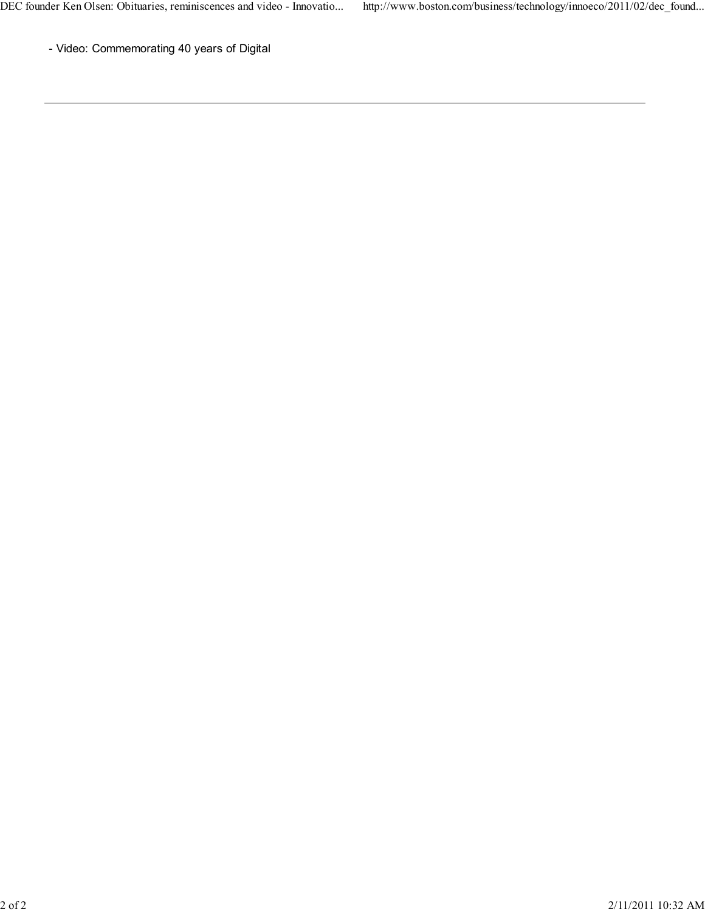- Video: Commemorating 40 years of Digital

---